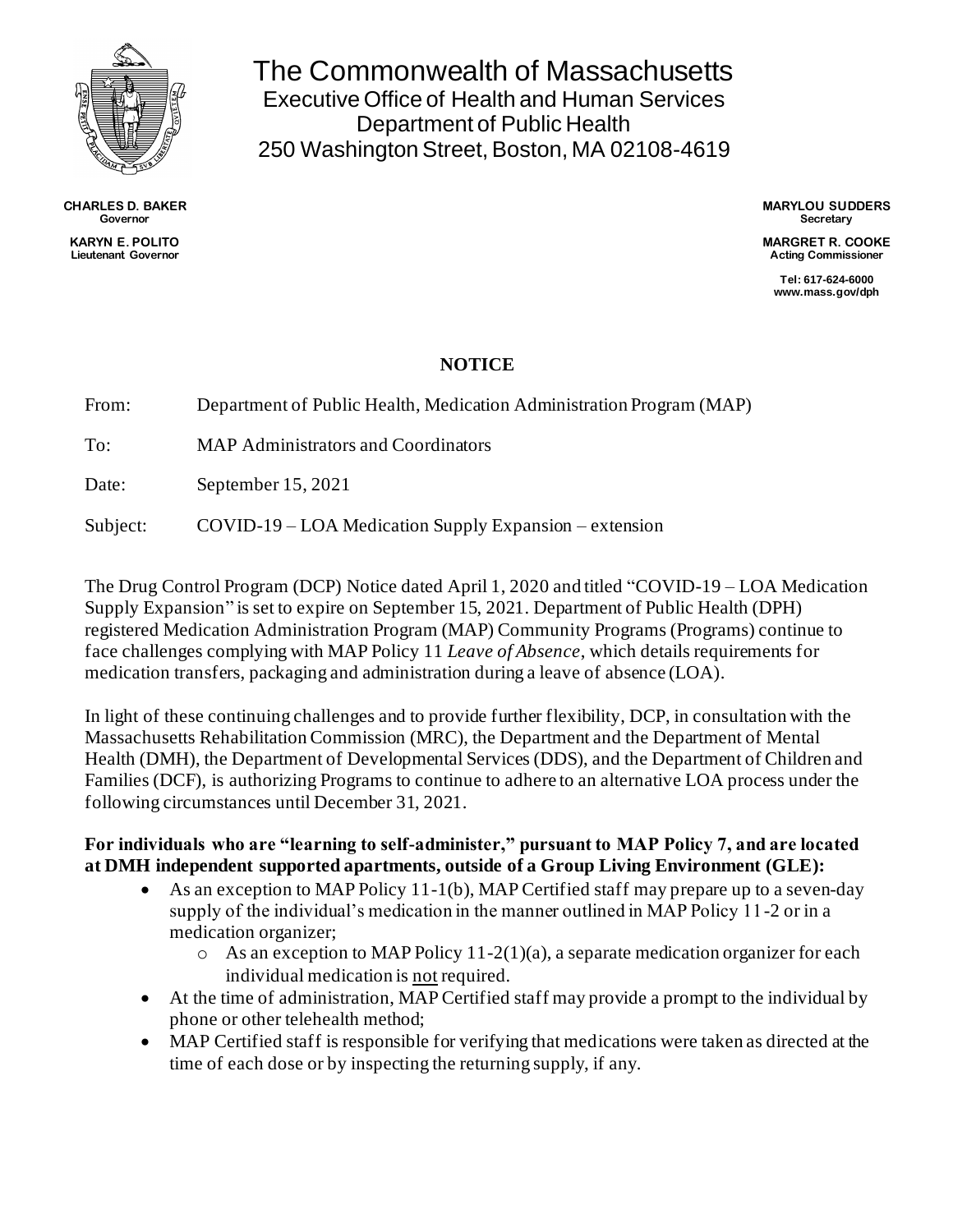# The Commonwealth of Massachusetts
Executive Office of Health and Human Services
Department of Public Health
250 Washington Street, Boston, MA 02108-4619

**CHARLES D. BAKER**
**Governor**

**KARYN E. POLITO**
**Lieutenant Governor**

**MARYLOU SUDDERS**
**Secretary**

**MARGRET R. COOKE**
**Acting Commissioner**

**Tel: 617-624-6000**
**www.mass.gov/dph**

## NOTICE

From: Department of Public Health, Medication Administration Program (MAP)

To: MAP Administrators and Coordinators

Date: September 15, 2021

Subject: COVID-19 – LOA Medication Supply Expansion – extension

The Drug Control Program (DCP) Notice dated April 1, 2020 and titled "COVID-19 – LOA Medication Supply Expansion" is set to expire on September 15, 2021. Department of Public Health (DPH) registered Medication Administration Program (MAP) Community Programs (Programs) continue to face challenges complying with MAP Policy 11 *Leave of Absence*, which details requirements for medication transfers, packaging and administration during a leave of absence (LOA).

In light of these continuing challenges and to provide further flexibility, DCP, in consultation with the Massachusetts Rehabilitation Commission (MRC), the Department and the Department of Mental Health (DMH), the Department of Developmental Services (DDS), and the Department of Children and Families (DCF), is authorizing Programs to continue to adhere to an alternative LOA process under the following circumstances until December 31, 2021.

**For individuals who are "learning to self-administer," pursuant to MAP Policy 7, and are located at DMH independent supported apartments, outside of a Group Living Environment (GLE):**

- As an exception to MAP Policy 11-1(b), MAP Certified staff may prepare up to a seven-day supply of the individual's medication in the manner outlined in MAP Policy 11-2 or in a medication organizer;
  - As an exception to MAP Policy 11-2(1)(a), a separate medication organizer for each individual medication is not required.
- At the time of administration, MAP Certified staff may provide a prompt to the individual by phone or other telehealth method;
- MAP Certified staff is responsible for verifying that medications were taken as directed at the time of each dose or by inspecting the returning supply, if any.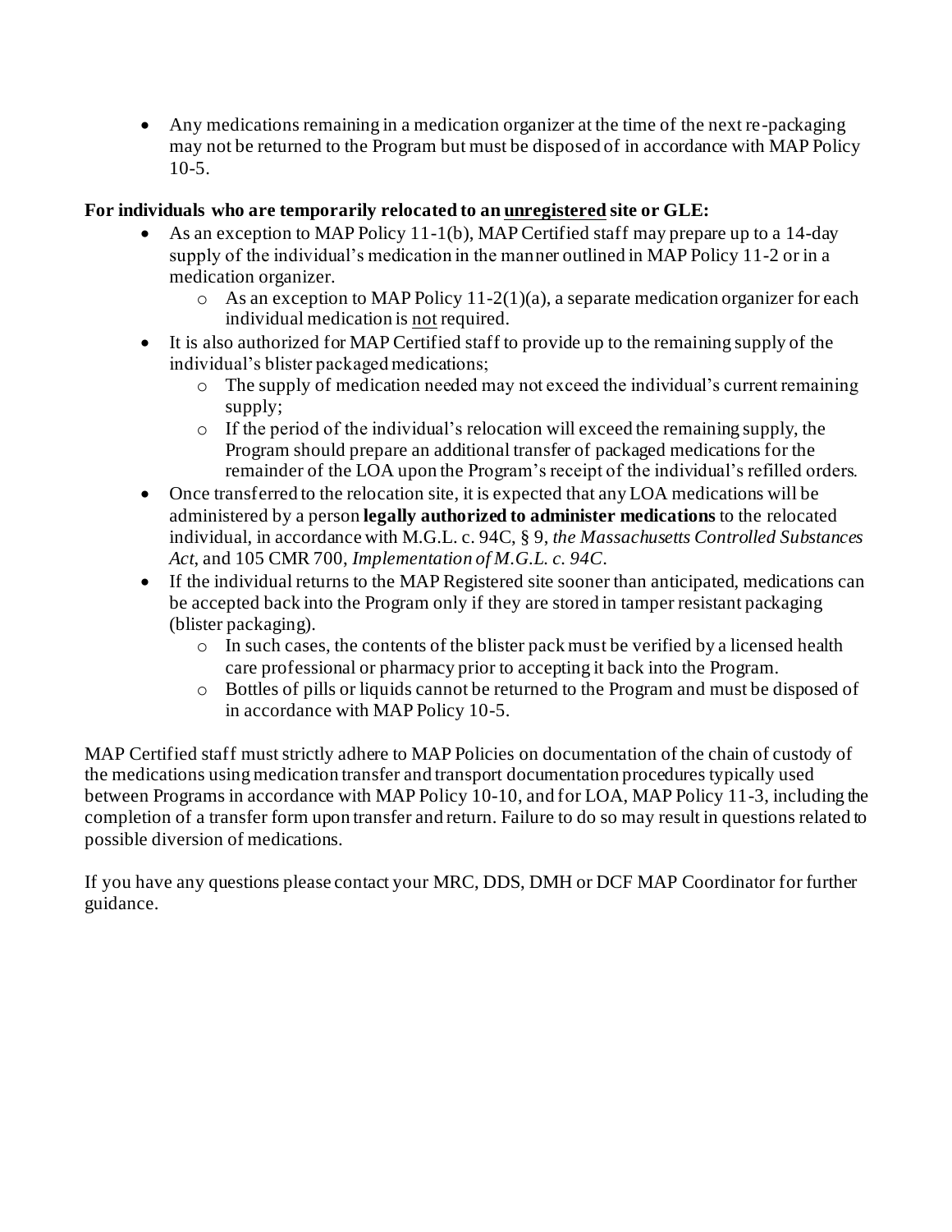- Any medications remaining in a medication organizer at the time of the next re-packaging may not be returned to the Program but must be disposed of in accordance with MAP Policy 10-5.

**For individuals who are temporarily relocated to an <u>unregistered</u> site or GLE:**

- As an exception to MAP Policy 11-1(b), MAP Certified staff may prepare up to a 14-day supply of the individual's medication in the manner outlined in MAP Policy 11-2 or in a medication organizer.
    - As an exception to MAP Policy 11-2(1)(a), a separate medication organizer for each individual medication is <u>not</u> required.
- It is also authorized for MAP Certified staff to provide up to the remaining supply of the individual's blister packaged medications;
    - The supply of medication needed may not exceed the individual's current remaining supply;
    - If the period of the individual's relocation will exceed the remaining supply, the Program should prepare an additional transfer of packaged medications for the remainder of the LOA upon the Program's receipt of the individual's refilled orders.
- Once transferred to the relocation site, it is expected that any LOA medications will be administered by a person **legally authorized to administer medications** to the relocated individual, in accordance with M.G.L. c. 94C, § 9, *the Massachusetts Controlled Substances Act*, and 105 CMR 700, *Implementation of M.G.L. c. 94C*.
- If the individual returns to the MAP Registered site sooner than anticipated, medications can be accepted back into the Program only if they are stored in tamper resistant packaging (blister packaging).
    - In such cases, the contents of the blister pack must be verified by a licensed health care professional or pharmacy prior to accepting it back into the Program.
    - Bottles of pills or liquids cannot be returned to the Program and must be disposed of in accordance with MAP Policy 10-5.

MAP Certified staff must strictly adhere to MAP Policies on documentation of the chain of custody of the medications using medication transfer and transport documentation procedures typically used between Programs in accordance with MAP Policy 10-10, and for LOA, MAP Policy 11-3, including the completion of a transfer form upon transfer and return. Failure to do so may result in questions related to possible diversion of medications.

If you have any questions please contact your MRC, DDS, DMH or DCF MAP Coordinator for further guidance.